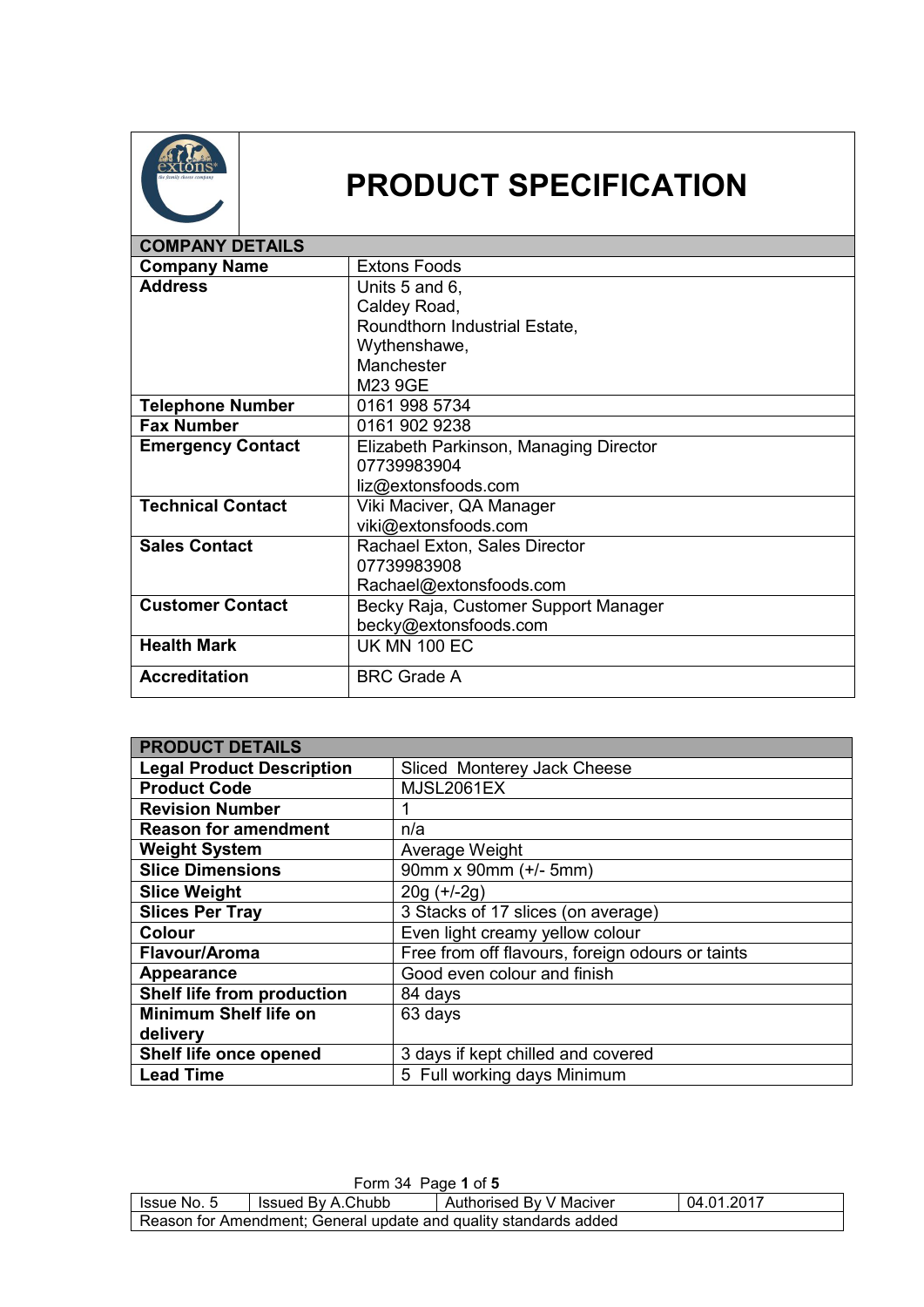# PRODUCT SPECIFICATION

| COMPANY DETAILS | |
|---|---|
| **Company Name** | Extons Foods |
| **Address** | Units 5 and 6,<br>Caldey Road,<br>Roundthorn Industrial Estate,<br>Wythenshawe,<br>Manchester<br>M23 9GE |
| **Telephone Number** | 0161 998 5734 |
| **Fax Number** | 0161 902 9238 |
| **Emergency Contact** | Elizabeth Parkinson, Managing Director<br>07739983904<br>liz@extonsfoods.com |
| **Technical Contact** | Viki Maciver, QA Manager<br>viki@extonsfoods.com |
| **Sales Contact** | Rachael Exton, Sales Director<br>07739983908<br>Rachael@extonsfoods.com |
| **Customer Contact** | Becky Raja, Customer Support Manager<br>becky@extonsfoods.com |
| **Health Mark** | UK MN 100 EC |
| **Accreditation** | BRC Grade A |

| PRODUCT DETAILS | |
|---|---|
| **Legal Product Description** | Sliced Monterey Jack Cheese |
| **Product Code** | MJSL2061EX |
| **Revision Number** | 1 |
| **Reason for amendment** | n/a |
| **Weight System** | Average Weight |
| **Slice Dimensions** | 90mm x 90mm (+/- 5mm) |
| **Slice Weight** | 20g (+/-2g) |
| **Slices Per Tray** | 3 Stacks of 17 slices (on average) |
| **Colour** | Even light creamy yellow colour |
| **Flavour/Aroma** | Free from off flavours, foreign odours or taints |
| **Appearance** | Good even colour and finish |
| **Shelf life from production** | 84 days |
| **Minimum Shelf life on delivery** | 63 days |
| **Shelf life once opened** | 3 days if kept chilled and covered |
| **Lead Time** | 5 Full working days Minimum |

Form 34

| Issue No. 5 | Issued By A.Chubb | Authorised By V Maciver | 04.01.2017 |
|---|---|---|---|
| Reason for Amendment; General update and quality standards added | | | |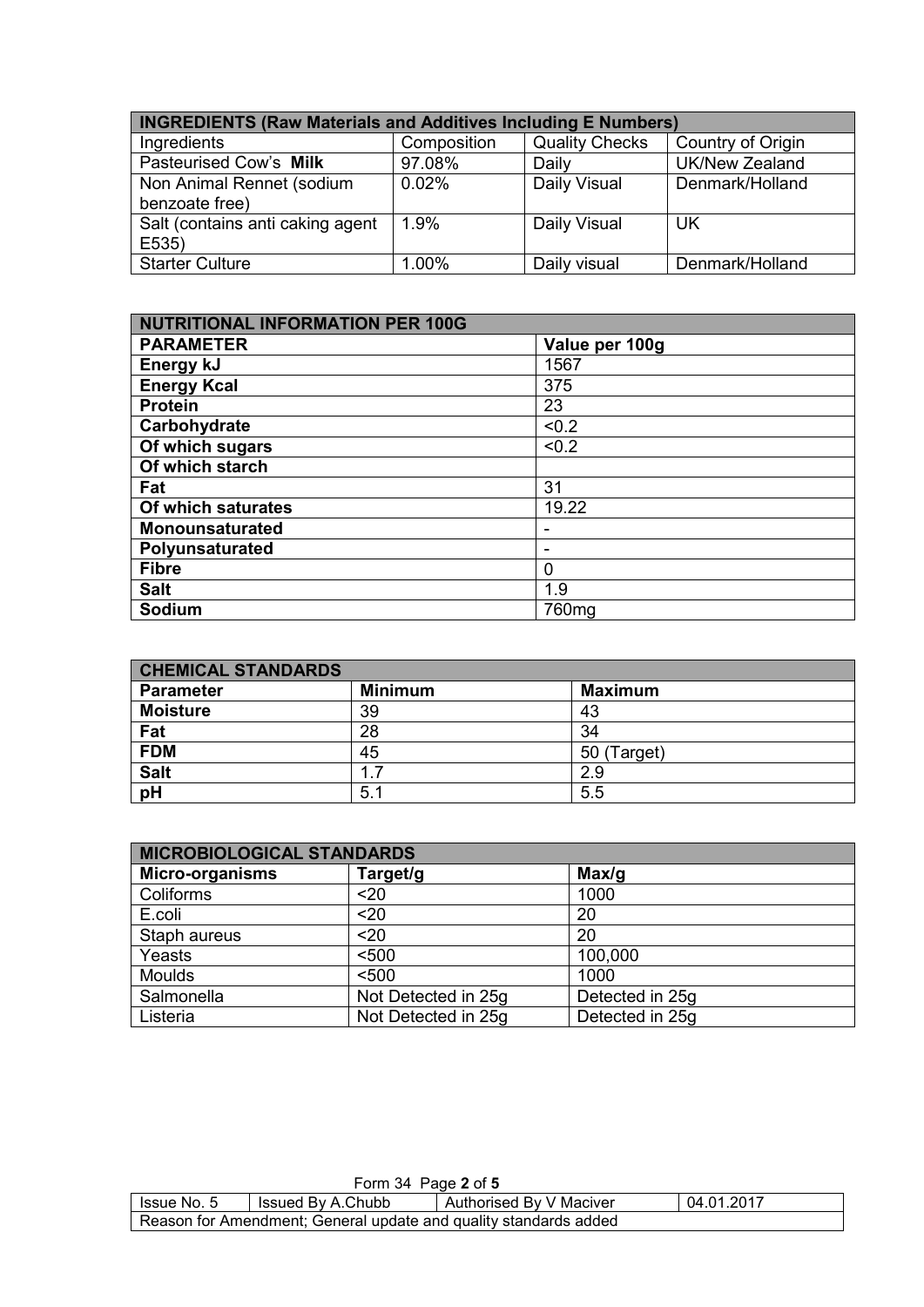| INGREDIENTS (Raw Materials and Additives Including E Numbers) | | | |
|---|---|---|---|
| Ingredients | Composition | Quality Checks | Country of Origin |
| Pasteurised Cow's **Milk** | 97.08% | Daily | UK/New Zealand |
| Non Animal Rennet (sodium benzoate free) | 0.02% | Daily Visual | Denmark/Holland |
| Salt (contains anti caking agent E535) | 1.9% | Daily Visual | UK |
| Starter Culture | 1.00% | Daily visual | Denmark/Holland |

| NUTRITIONAL INFORMATION PER 100G | |
|---|---|
| **PARAMETER** | **Value per 100g** |
| **Energy kJ** | 1567 |
| **Energy Kcal** | 375 |
| **Protein** | 23 |
| **Carbohydrate** | <0.2 |
| **Of which sugars** | <0.2 |
| **Of which starch** | |
| **Fat** | 31 |
| **Of which saturates** | 19.22 |
| **Monounsaturated** | - |
| **Polyunsaturated** | - |
| **Fibre** | 0 |
| **Salt** | 1.9 |
| **Sodium** | 760mg |

| CHEMICAL STANDARDS | | |
|---|---|---|
| **Parameter** | **Minimum** | **Maximum** |
| **Moisture** | 39 | 43 |
| **Fat** | 28 | 34 |
| **FDM** | 45 | 50 (Target) |
| **Salt** | 1.7 | 2.9 |
| **pH** | 5.1 | 5.5 |

| MICROBIOLOGICAL STANDARDS | | |
|---|---|---|
| **Micro-organisms** | **Target/g** | **Max/g** |
| Coliforms | <20 | 1000 |
| E.coli | <20 | 20 |
| Staph aureus | <20 | 20 |
| Yeasts | <500 | 100,000 |
| Moulds | <500 | 1000 |
| Salmonella | Not Detected in 25g | Detected in 25g |
| Listeria | Not Detected in 25g | Detected in 25g |

Form 34

| Issue No. 5 | Issued By A.Chubb | Authorised By V Maciver | 04.01.2017 |
|---|---|---|---|
| Reason for Amendment; General update and quality standards added | | | |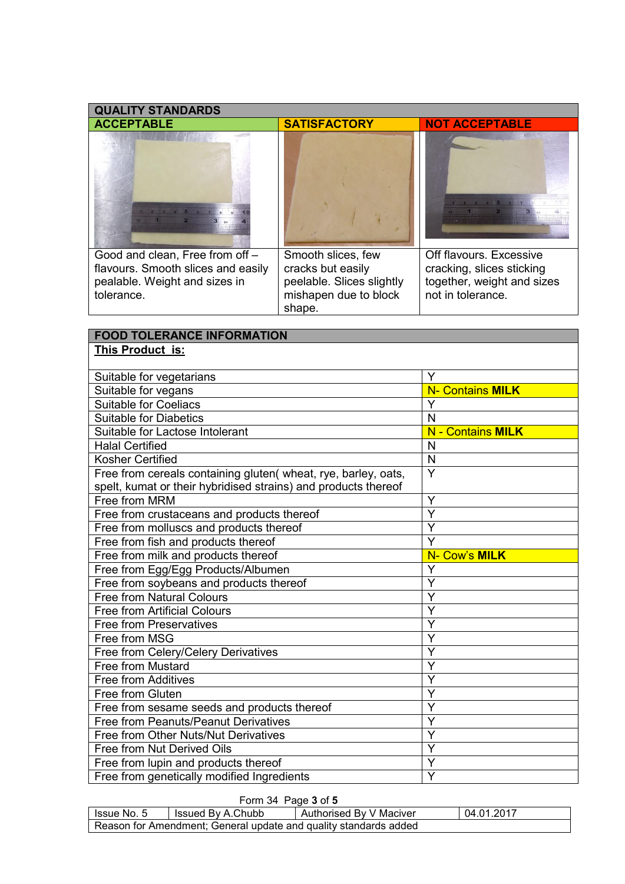| QUALITY STANDARDS | | |
|---|---|---|
| **ACCEPTABLE** | **SATISFACTORY** | **NOT ACCEPTABLE** |
| Good and clean, Free from off – flavours. Smooth slices and easily pealable. Weight and sizes in tolerance. | Smooth slices, few cracks but easily peelable. Slices slightly mishapen due to block shape. | Off flavours. Excessive cracking, slices sticking together, weight and sizes not in tolerance. |

| FOOD TOLERANCE INFORMATION | |
|---|---|
| **This Product is:** | |
| Suitable for vegetarians | Y |
| Suitable for vegans | N- Contains **MILK** |
| Suitable for Coeliacs | Y |
| Suitable for Diabetics | N |
| Suitable for Lactose Intolerant | N - Contains **MILK** |
| Halal Certified | N |
| Kosher Certified | N |
| Free from cereals containing gluten( wheat, rye, barley, oats, spelt, kumat or their hybridised strains) and products thereof | Y |
| Free from MRM | Y |
| Free from crustaceans and products thereof | Y |
| Free from molluscs and products thereof | Y |
| Free from fish and products thereof | Y |
| Free from milk and products thereof | N- Cow's **MILK** |
| Free from Egg/Egg Products/Albumen | Y |
| Free from soybeans and products thereof | Y |
| Free from Natural Colours | Y |
| Free from Artificial Colours | Y |
| Free from Preservatives | Y |
| Free from MSG | Y |
| Free from Celery/Celery Derivatives | Y |
| Free from Mustard | Y |
| Free from Additives | Y |
| Free from Gluten | Y |
| Free from sesame seeds and products thereof | Y |
| Free from Peanuts/Peanut Derivatives | Y |
| Free from Other Nuts/Nut Derivatives | Y |
| Free from Nut Derived Oils | Y |
| Free from lupin and products thereof | Y |
| Free from genetically modified Ingredients | Y |

Form 34 Page **3** of **5**

| Issue No. 5 | Issued By A.Chubb | Authorised By V Maciver | 04.01.2017 |
|---|---|---|---|
| Reason for Amendment; General update and quality standards added | | | |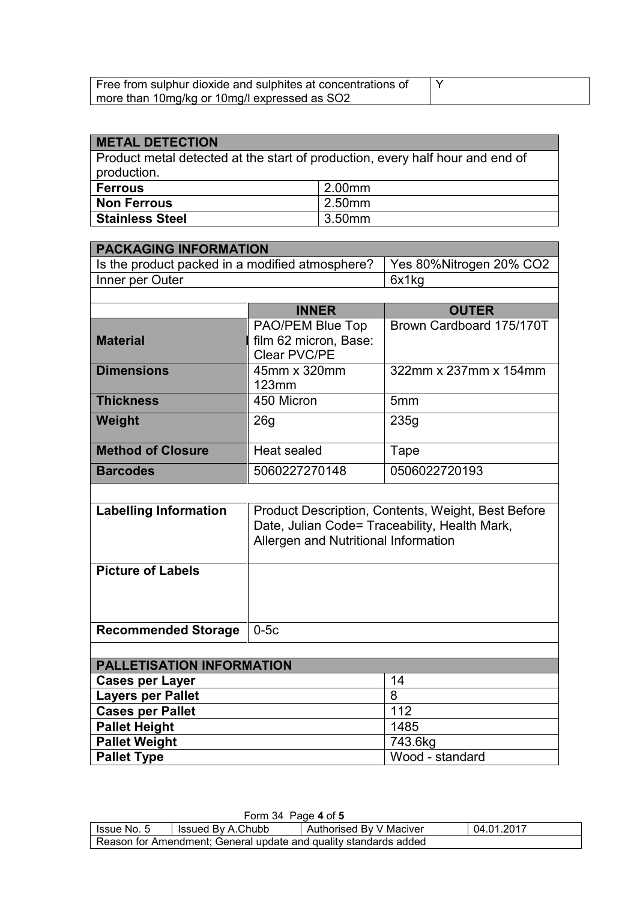| Free from sulphur dioxide and sulphites at concentrations of more than 10mg/kg or 10mg/l expressed as SO2 | Y |
|---|---|

| METAL DETECTION | |
|---|---|
| Product metal detected at the start of production, every half hour and end of production. | |
| **Ferrous** | 2.00mm |
| **Non Ferrous** | 2.50mm |
| **Stainless Steel** | 3.50mm |

| PACKAGING INFORMATION | | |
|---|---|---|
| Is the product packed in a modified atmosphere? | | Yes 80%Nitrogen 20% CO2 |
| Inner per Outer | | 6x1kg |
| | **INNER** | **OUTER** |
| **Material** | PAO/PEM Blue Top film 62 micron, Base: Clear PVC/PE | Brown Cardboard 175/170T |
| **Dimensions** | 45mm x 320mm 123mm | 322mm x 237mm x 154mm |
| **Thickness** | 450 Micron | 5mm |
| **Weight** | 26g | 235g |
| **Method of Closure** | Heat sealed | Tape |
| **Barcodes** | 5060227270148 | 0506022720193 |

| | |
|---|---|
| **Labelling Information** | Product Description, Contents, Weight, Best Before Date, Julian Code= Traceability, Health Mark, Allergen and Nutritional Information |
| **Picture of Labels** | |
| **Recommended Storage** | 0-5c |

| PALLETISATION INFORMATION | |
|---|---|
| **Cases per Layer** | 14 |
| **Layers per Pallet** | 8 |
| **Cases per Pallet** | 112 |
| **Pallet Height** | 1485 |
| **Pallet Weight** | 743.6kg |
| **Pallet Type** | Wood - standard |

Form 34

| Issue No. 5 | Issued By A.Chubb | Authorised By V Maciver | 04.01.2017 |
|---|---|---|---|
| Reason for Amendment; General update and quality standards added | | | |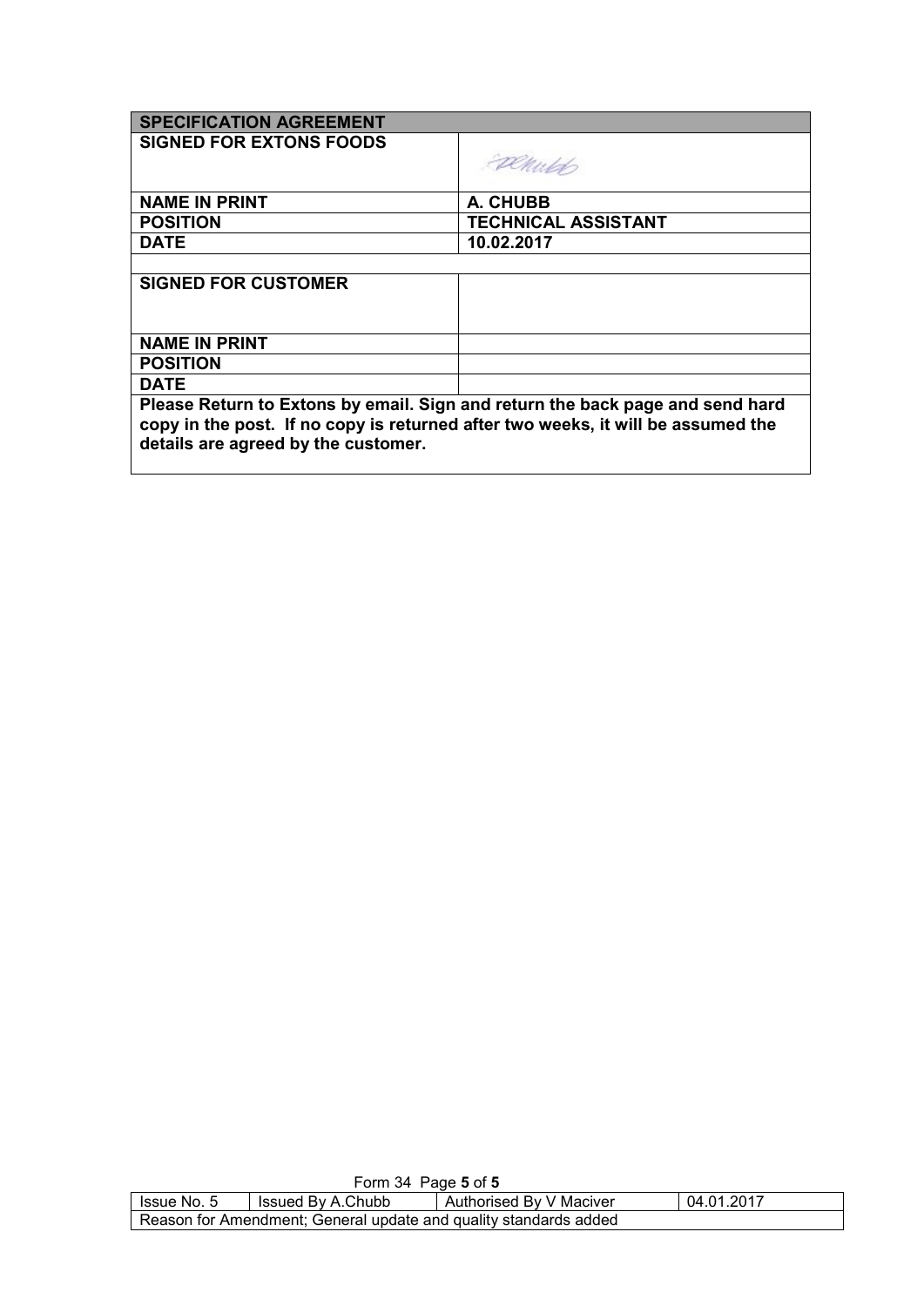| SPECIFICATION AGREEMENT | |
|---|---|
| **SIGNED FOR EXTONS FOODS** | |
| **NAME IN PRINT** | **A. CHUBB** |
| **POSITION** | **TECHNICAL ASSISTANT** |
| **DATE** | **10.02.2017** |
| | |
| **SIGNED FOR CUSTOMER** | |
| **NAME IN PRINT** | |
| **POSITION** | |
| **DATE** | |

**Please Return to Extons by email. Sign and return the back page and send hard copy in the post. If no copy is returned after two weeks, it will be assumed the details are agreed by the customer.**